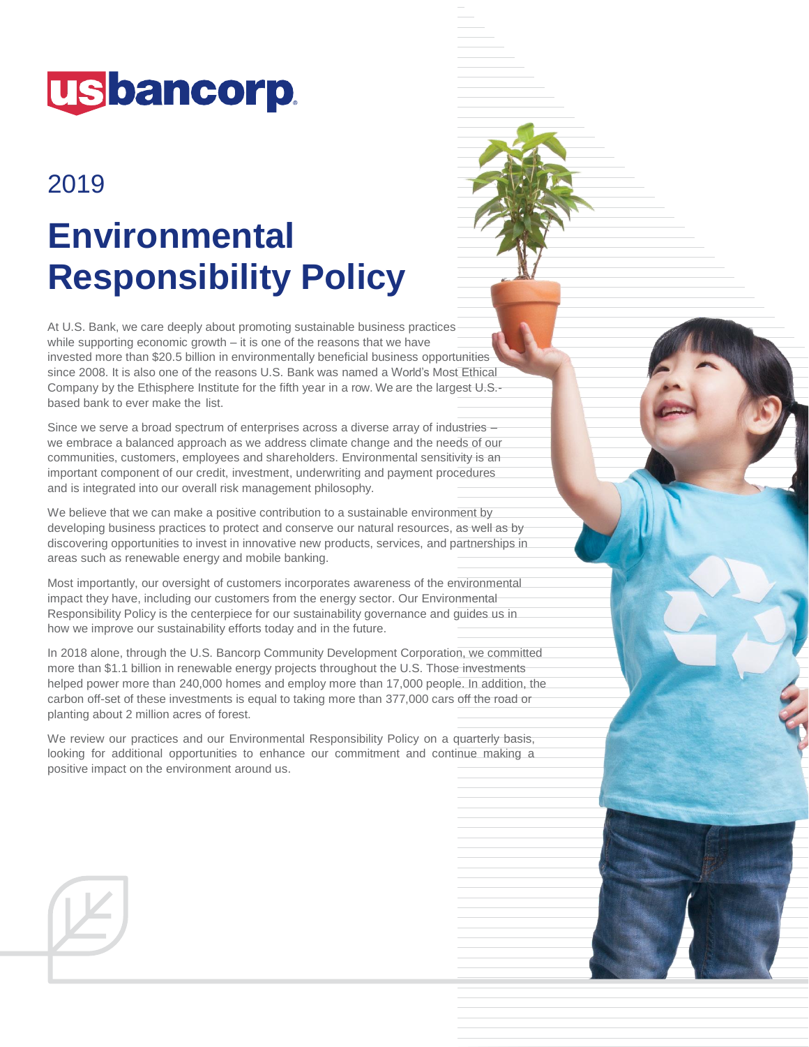usbancorp.

2019

# Environmental Responsibility Policy

At U.S. Bank, we care deeply about promoting sustainable business practices while supporting economic growth – it is one of the reasons that we have invested more than $20.5 billion in environmentally beneficial business opportunities since 2008. It is also one of the reasons U.S. Bank was named a World's Most Ethical Company by the Ethisphere Institute for the fifth year in a row. We are the largest U.S.-based bank to ever make the list.

Since we serve a broad spectrum of enterprises across a diverse array of industries – we embrace a balanced approach as we address climate change and the needs of our communities, customers, employees and shareholders. Environmental sensitivity is an important component of our credit, investment, underwriting and payment procedures and is integrated into our overall risk management philosophy.

We believe that we can make a positive contribution to a sustainable environment by developing business practices to protect and conserve our natural resources, as well as by discovering opportunities to invest in innovative new products, services, and partnerships in areas such as renewable energy and mobile banking.

Most importantly, our oversight of customers incorporates awareness of the environmental impact they have, including our customers from the energy sector. Our Environmental Responsibility Policy is the centerpiece for our sustainability governance and guides us in how we improve our sustainability efforts today and in the future.

In 2018 alone, through the U.S. Bancorp Community Development Corporation, we committed more than $1.1 billion in renewable energy projects throughout the U.S. Those investments helped power more than 240,000 homes and employ more than 17,000 people. In addition, the carbon off-set of these investments is equal to taking more than 377,000 cars off the road or planting about 2 million acres of forest.

We review our practices and our Environmental Responsibility Policy on a quarterly basis, looking for additional opportunities to enhance our commitment and continue making a positive impact on the environment around us.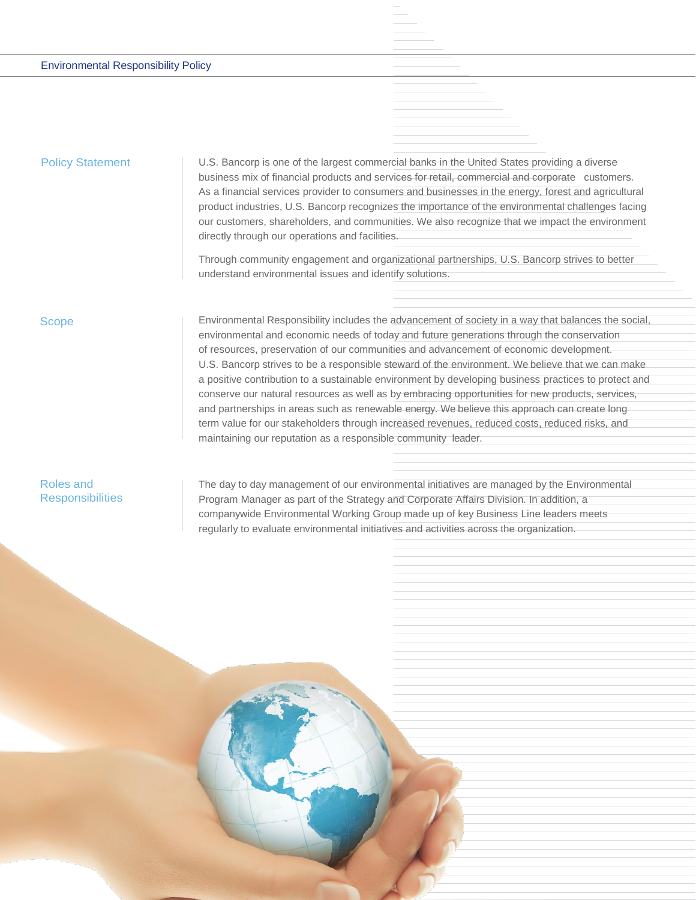# Environmental Responsibility Policy

## Policy Statement

U.S. Bancorp is one of the largest commercial banks in the United States providing a diverse business mix of financial products and services for retail, commercial and corporate customers. As a financial services provider to consumers and businesses in the energy, forest and agricultural product industries, U.S. Bancorp recognizes the importance of the environmental challenges facing our customers, shareholders, and communities. We also recognize that we impact the environment directly through our operations and facilities.

Through community engagement and organizational partnerships, U.S. Bancorp strives to better understand environmental issues and identify solutions.

## Scope

Environmental Responsibility includes the advancement of society in a way that balances the social, environmental and economic needs of today and future generations through the conservation of resources, preservation of our communities and advancement of economic development. U.S. Bancorp strives to be a responsible steward of the environment. We believe that we can make a positive contribution to a sustainable environment by developing business practices to protect and conserve our natural resources as well as by embracing opportunities for new products, services, and partnerships in areas such as renewable energy. We believe this approach can create long term value for our stakeholders through increased revenues, reduced costs, reduced risks, and maintaining our reputation as a responsible community leader.

## Roles and Responsibilities

The day to day management of our environmental initiatives are managed by the Environmental Program Manager as part of the Strategy and Corporate Affairs Division. In addition, a companywide Environmental Working Group made up of key Business Line leaders meets regularly to evaluate environmental initiatives and activities across the organization.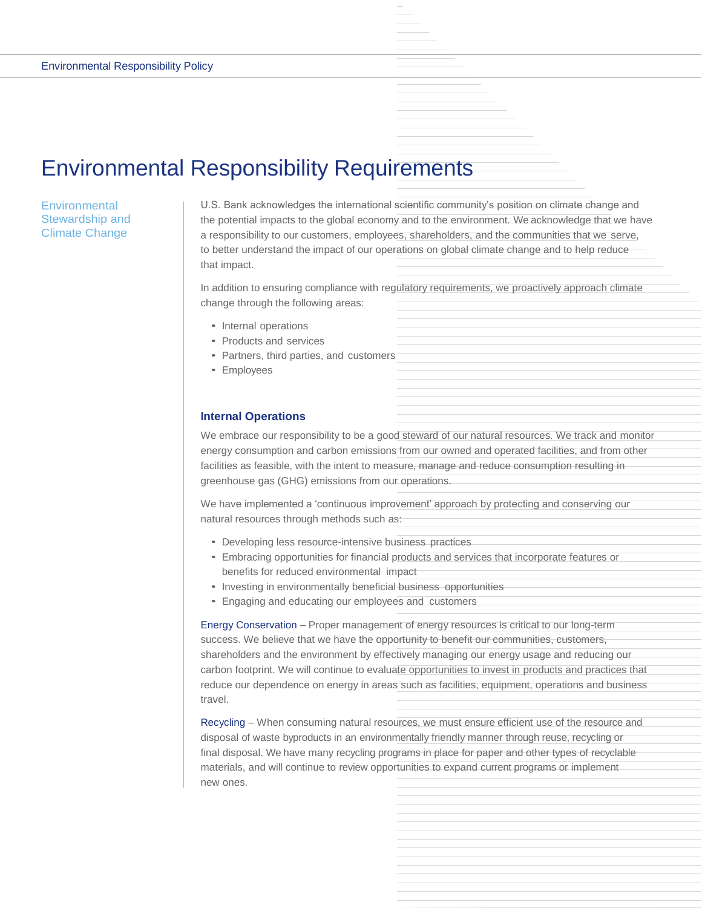# Environmental Responsibility Requirements

## Environmental Stewardship and Climate Change

U.S. Bank acknowledges the international scientific community's position on climate change and the potential impacts to the global economy and to the environment. We acknowledge that we have a responsibility to our customers, employees, shareholders, and the communities that we serve, to better understand the impact of our operations on global climate change and to help reduce that impact.

In addition to ensuring compliance with regulatory requirements, we proactively approach climate change through the following areas:

- Internal operations
- Products and services
- Partners, third parties, and customers
- Employees

### Internal Operations

We embrace our responsibility to be a good steward of our natural resources. We track and monitor energy consumption and carbon emissions from our owned and operated facilities, and from other facilities as feasible, with the intent to measure, manage and reduce consumption resulting in greenhouse gas (GHG) emissions from our operations.

We have implemented a 'continuous improvement' approach by protecting and conserving our natural resources through methods such as:

- Developing less resource-intensive business practices
- Embracing opportunities for financial products and services that incorporate features or benefits for reduced environmental impact
- Investing in environmentally beneficial business opportunities
- Engaging and educating our employees and customers

Energy Conservation – Proper management of energy resources is critical to our long-term success. We believe that we have the opportunity to benefit our communities, customers, shareholders and the environment by effectively managing our energy usage and reducing our carbon footprint. We will continue to evaluate opportunities to invest in products and practices that reduce our dependence on energy in areas such as facilities, equipment, operations and business travel.

Recycling – When consuming natural resources, we must ensure efficient use of the resource and disposal of waste byproducts in an environmentally friendly manner through reuse, recycling or final disposal. We have many recycling programs in place for paper and other types of recyclable materials, and will continue to review opportunities to expand current programs or implement new ones.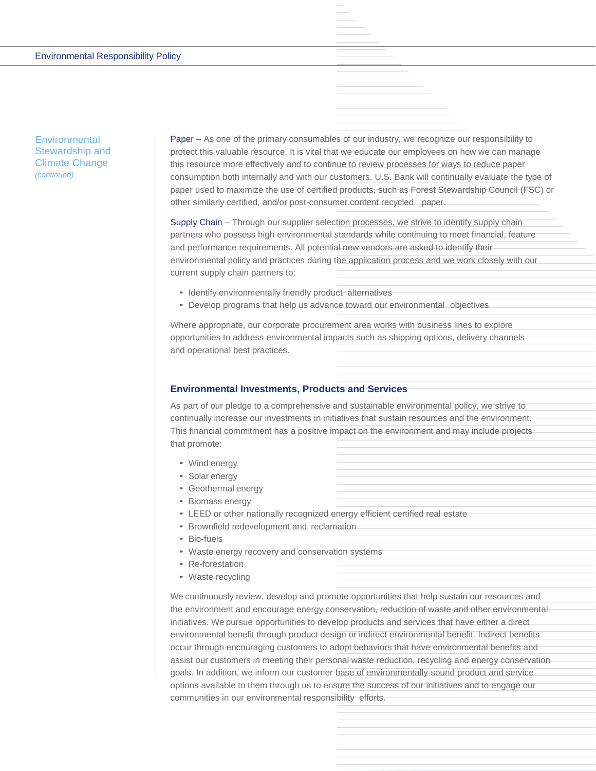## Environmental Stewardship and Climate Change

*(continued)*

Paper – As one of the primary consumables of our industry, we recognize our responsibility to protect this valuable resource. It is vital that we educate our employees on how we can manage this resource more effectively and to continue to review processes for ways to reduce paper consumption both internally and with our customers. U.S. Bank will continually evaluate the type of paper used to maximize the use of certified products, such as Forest Stewardship Council (FSC) or other similarly certified, and/or post-consumer content recycled paper.

Supply Chain – Through our supplier selection processes, we strive to identify supply chain partners who possess high environmental standards while continuing to meet financial, feature and performance requirements. All potential new vendors are asked to identify their environmental policy and practices during the application process and we work closely with our current supply chain partners to:

- Identify environmentally friendly product alternatives
- Develop programs that help us advance toward our environmental objectives

Where appropriate, our corporate procurement area works with business lines to explore opportunities to address environmental impacts such as shipping options, delivery channels and operational best practices.

### Environmental Investments, Products and Services

As part of our pledge to a comprehensive and sustainable environmental policy, we strive to continually increase our investments in initiatives that sustain resources and the environment. This financial commitment has a positive impact on the environment and may include projects that promote:

- Wind energy
- Solar energy
- Geothermal energy
- Biomass energy
- LEED or other nationally recognized energy efficient certified real estate
- Brownfield redevelopment and reclamation
- Bio-fuels
- Waste energy recovery and conservation systems
- Re-forestation
- Waste recycling

We continuously review, develop and promote opportunities that help sustain our resources and the environment and encourage energy conservation, reduction of waste and other environmental initiatives. We pursue opportunities to develop products and services that have either a direct environmental benefit through product design or indirect environmental benefit. Indirect benefits occur through encouraging customers to adopt behaviors that have environmental benefits and assist our customers in meeting their personal waste reduction, recycling and energy conservation goals. In addition, we inform our customer base of environmentally-sound product and service options available to them through us to ensure the success of our initiatives and to engage our communities in our environmental responsibility efforts.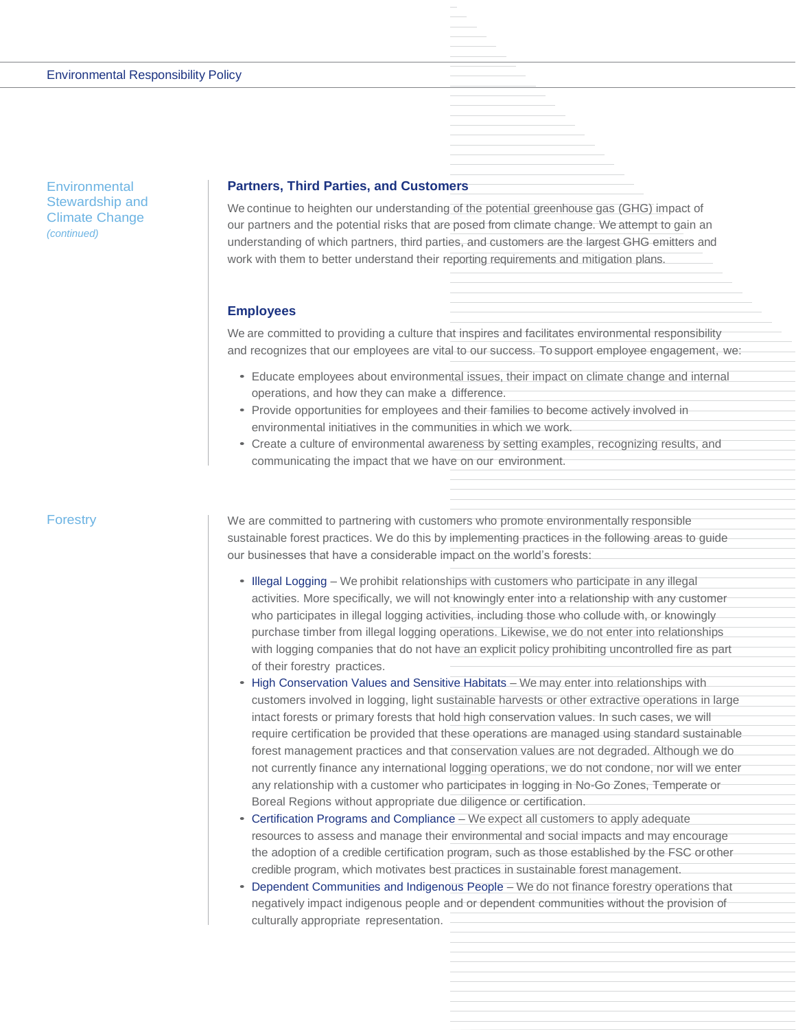## Environmental Stewardship and Climate Change *(continued)*

### Partners, Third Parties, and Customers

We continue to heighten our understanding of the potential greenhouse gas (GHG) impact of our partners and the potential risks that are posed from climate change. We attempt to gain an understanding of which partners, third parties, and customers are the largest GHG emitters and work with them to better understand their reporting requirements and mitigation plans.

### Employees

We are committed to providing a culture that inspires and facilitates environmental responsibility and recognizes that our employees are vital to our success. To support employee engagement, we:

- Educate employees about environmental issues, their impact on climate change and internal operations, and how they can make a difference.
- Provide opportunities for employees and their families to become actively involved in environmental initiatives in the communities in which we work.
- Create a culture of environmental awareness by setting examples, recognizing results, and communicating the impact that we have on our environment.

## Forestry

We are committed to partnering with customers who promote environmentally responsible sustainable forest practices. We do this by implementing practices in the following areas to guide our businesses that have a considerable impact on the world's forests:

- Illegal Logging – We prohibit relationships with customers who participate in any illegal activities. More specifically, we will not knowingly enter into a relationship with any customer who participates in illegal logging activities, including those who collude with, or knowingly purchase timber from illegal logging operations. Likewise, we do not enter into relationships with logging companies that do not have an explicit policy prohibiting uncontrolled fire as part of their forestry practices.
- High Conservation Values and Sensitive Habitats – We may enter into relationships with customers involved in logging, light sustainable harvests or other extractive operations in large intact forests or primary forests that hold high conservation values. In such cases, we will require certification be provided that these operations are managed using standard sustainable forest management practices and that conservation values are not degraded. Although we do not currently finance any international logging operations, we do not condone, nor will we enter any relationship with a customer who participates in logging in No-Go Zones, Temperate or Boreal Regions without appropriate due diligence or certification.
- Certification Programs and Compliance – We expect all customers to apply adequate resources to assess and manage their environmental and social impacts and may encourage the adoption of a credible certification program, such as those established by the FSC or other credible program, which motivates best practices in sustainable forest management.
- Dependent Communities and Indigenous People – We do not finance forestry operations that negatively impact indigenous people and or dependent communities without the provision of culturally appropriate representation.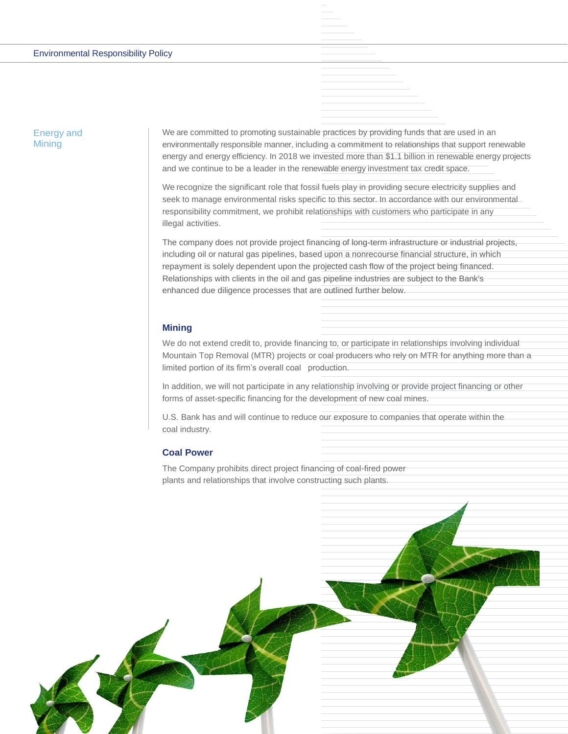## Energy and Mining

We are committed to promoting sustainable practices by providing funds that are used in an environmentally responsible manner, including a commitment to relationships that support renewable energy and energy efficiency. In 2018 we invested more than $1.1 billion in renewable energy projects and we continue to be a leader in the renewable energy investment tax credit space.

We recognize the significant role that fossil fuels play in providing secure electricity supplies and seek to manage environmental risks specific to this sector. In accordance with our environmental responsibility commitment, we prohibit relationships with customers who participate in any illegal activities.

The company does not provide project financing of long-term infrastructure or industrial projects, including oil or natural gas pipelines, based upon a nonrecourse financial structure, in which repayment is solely dependent upon the projected cash flow of the project being financed. Relationships with clients in the oil and gas pipeline industries are subject to the Bank's enhanced due diligence processes that are outlined further below.

### Mining

We do not extend credit to, provide financing to, or participate in relationships involving individual Mountain Top Removal (MTR) projects or coal producers who rely on MTR for anything more than a limited portion of its firm's overall coal production.

In addition, we will not participate in any relationship involving or provide project financing or other forms of asset-specific financing for the development of new coal mines.

U.S. Bank has and will continue to reduce our exposure to companies that operate within the coal industry.

### Coal Power

The Company prohibits direct project financing of coal-fired power plants and relationships that involve constructing such plants.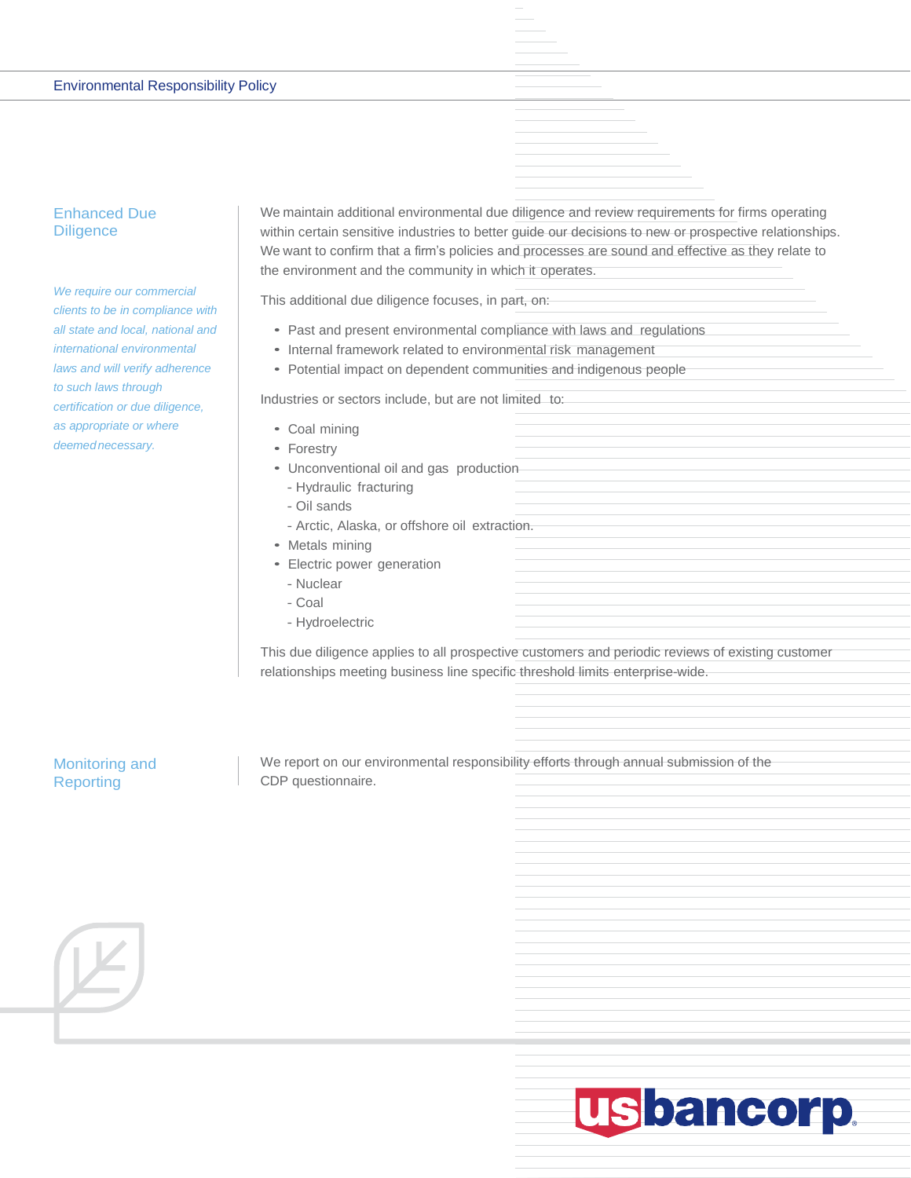## Enhanced Due Diligence

*We require our commercial clients to be in compliance with all state and local, national and international environmental laws and will verify adherence to such laws through certification or due diligence, as appropriate or where deemed necessary.*

We maintain additional environmental due diligence and review requirements for firms operating within certain sensitive industries to better guide our decisions to new or prospective relationships. We want to confirm that a firm's policies and processes are sound and effective as they relate to the environment and the community in which it operates.

This additional due diligence focuses, in part, on:

- Past and present environmental compliance with laws and regulations
- Internal framework related to environmental risk management
- Potential impact on dependent communities and indigenous people

Industries or sectors include, but are not limited to:

- Coal mining
- Forestry
- Unconventional oil and gas production
  - Hydraulic fracturing
  - Oil sands
  - Arctic, Alaska, or offshore oil extraction.
- Metals mining
- Electric power generation
  - Nuclear
  - Coal
  - Hydroelectric

This due diligence applies to all prospective customers and periodic reviews of existing customer relationships meeting business line specific threshold limits enterprise-wide.

## Monitoring and Reporting

We report on our environmental responsibility efforts through annual submission of the CDP questionnaire.

usbancorp